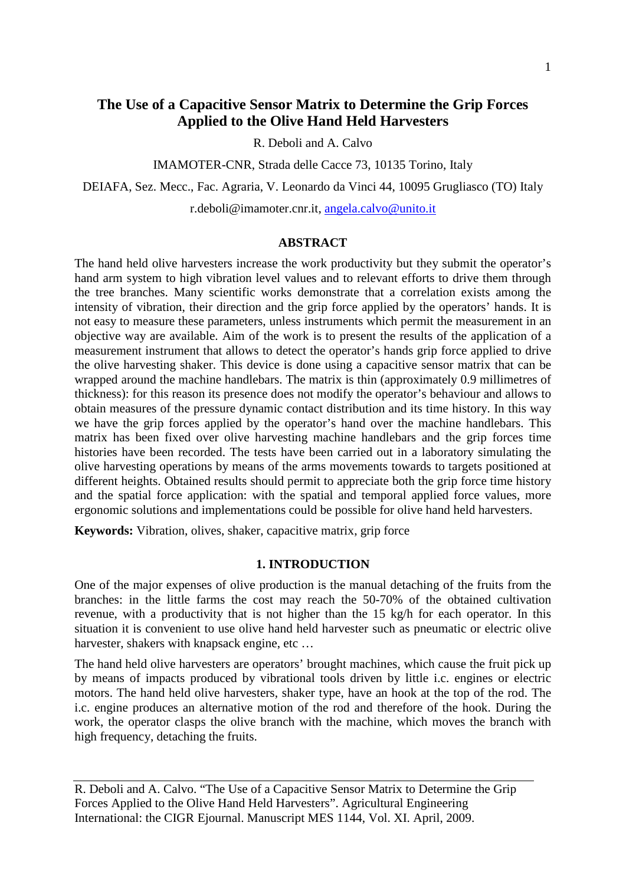# The Use of a Capacitive Sensor Matrix to Determine the Grip Forces Applied to the Olive Hand Held Harvesters

R. Deboli and A. Calvo

IMAMOTER-CNR, Strada delle Cacce 73, 10135 Torino, Italy

DEIAFA, Sez. Mecc., Fac. Agraria, V. Leonardo da Vinci 44, 10095 Grugliasco (TO) Italy

r.deboli@imamoter.cnr.it, angela.calvo@unito.it

## ABSTRACT

The hand held olive harvesters increase the work productivity but they submit the operator's hand arm system to high vibration level values and to relevant efforts to drive them through the tree branches. Many scientific works demonstrate that a correlation exists among the intensity of vibration, their direction and the grip force applied by the operators' hands. It is not easy to measure these parameters, unless instruments which permit the measurement in an objective way are available. Aim of the work is to present the results of the application of a measurement instrument that allows to detect the operator's hands grip force applied to drive the olive harvesting shaker. This device is done using a capacitive sensor matrix that can be wrapped around the machine handlebars. The matrix is thin (approximately 0.9 millimetres of thickness): for this reason its presence does not modify the operator's behaviour and allows to obtain measures of the pressure dynamic contact distribution and its time history. In this way we have the grip forces applied by the operator's hand over the machine handlebars. This matrix has been fixed over olive harvesting machine handlebars and the grip forces time histories have been recorded. The tests have been carried out in a laboratory simulating the olive harvesting operations by means of the arms movements towards to targets positioned at different heights. Obtained results should permit to appreciate both the grip force time history and the spatial force application: with the spatial and temporal applied force values, more ergonomic solutions and implementations could be possible for olive hand held harvesters.

**Keywords:** Vibration, olives, shaker, capacitive matrix, grip force

## 1. INTRODUCTION

One of the major expenses of olive production is the manual detaching of the fruits from the branches: in the little farms the cost may reach the 50-70% of the obtained cultivation revenue, with a productivity that is not higher than the 15 kg/h for each operator. In this situation it is convenient to use olive hand held harvester such as pneumatic or electric olive harvester, shakers with knapsack engine, etc …

The hand held olive harvesters are operators' brought machines, which cause the fruit pick up by means of impacts produced by vibrational tools driven by little i.c. engines or electric motors. The hand held olive harvesters, shaker type, have an hook at the top of the rod. The i.c. engine produces an alternative motion of the rod and therefore of the hook. During the work, the operator clasps the olive branch with the machine, which moves the branch with high frequency, detaching the fruits.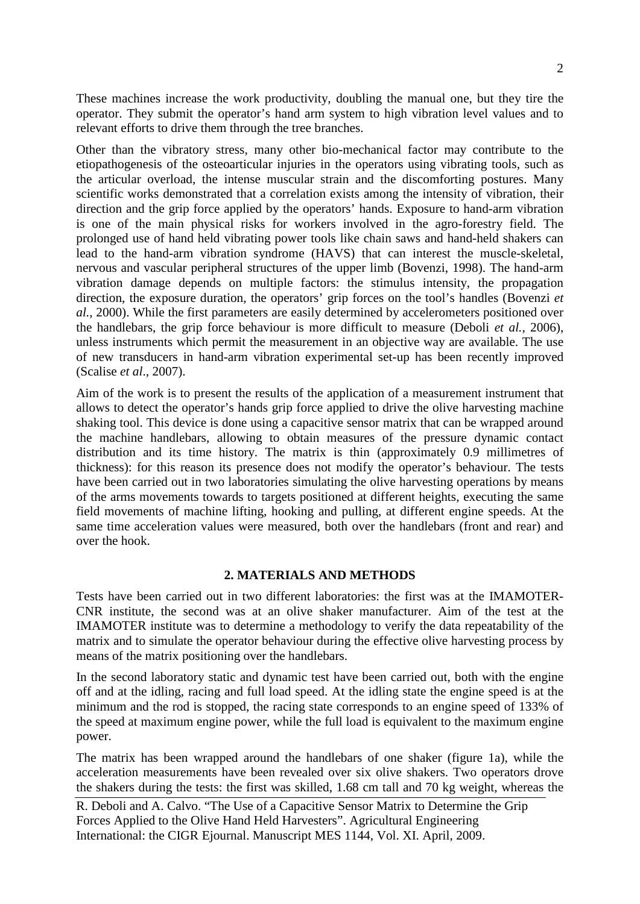These machines increase the work productivity, doubling the manual one, but they tire the operator. They submit the operator's hand arm system to high vibration level values and to relevant efforts to drive them through the tree branches.

Other than the vibratory stress, many other bio-mechanical factor may contribute to the etiopathogenesis of the osteoarticular injuries in the operators using vibrating tools, such as the articular overload, the intense muscular strain and the discomforting postures. Many scientific works demonstrated that a correlation exists among the intensity of vibration, their direction and the grip force applied by the operators' hands. Exposure to hand-arm vibration is one of the main physical risks for workers involved in the agro-forestry field. The prolonged use of hand held vibrating power tools like chain saws and hand-held shakers can lead to the hand-arm vibration syndrome (HAVS) that can interest the muscle-skeletal, nervous and vascular peripheral structures of the upper limb (Bovenzi, 1998). The hand-arm vibration damage depends on multiple factors: the stimulus intensity, the propagation direction, the exposure duration, the operators' grip forces on the tool's handles (Bovenzi *et al.*, 2000). While the first parameters are easily determined by accelerometers positioned over the handlebars, the grip force behaviour is more difficult to measure (Deboli *et al.*, 2006), unless instruments which permit the measurement in an objective way are available. The use of new transducers in hand-arm vibration experimental set-up has been recently improved (Scalise *et al*., 2007).

Aim of the work is to present the results of the application of a measurement instrument that allows to detect the operator's hands grip force applied to drive the olive harvesting machine shaking tool. This device is done using a capacitive sensor matrix that can be wrapped around the machine handlebars, allowing to obtain measures of the pressure dynamic contact distribution and its time history. The matrix is thin (approximately 0.9 millimetres of thickness): for this reason its presence does not modify the operator's behaviour. The tests have been carried out in two laboratories simulating the olive harvesting operations by means of the arms movements towards to targets positioned at different heights, executing the same field movements of machine lifting, hooking and pulling, at different engine speeds. At the same time acceleration values were measured, both over the handlebars (front and rear) and over the hook.

## 2. MATERIALS AND METHODS

Tests have been carried out in two different laboratories: the first was at the IMAMOTER-CNR institute, the second was at an olive shaker manufacturer. Aim of the test at the IMAMOTER institute was to determine a methodology to verify the data repeatability of the matrix and to simulate the operator behaviour during the effective olive harvesting process by means of the matrix positioning over the handlebars.

In the second laboratory static and dynamic test have been carried out, both with the engine off and at the idling, racing and full load speed. At the idling state the engine speed is at the minimum and the rod is stopped, the racing state corresponds to an engine speed of 133% of the speed at maximum engine power, while the full load is equivalent to the maximum engine power.

The matrix has been wrapped around the handlebars of one shaker (figure 1a), while the acceleration measurements have been revealed over six olive shakers. Two operators drove the shakers during the tests: the first was skilled, 1.68 cm tall and 70 kg weight, whereas the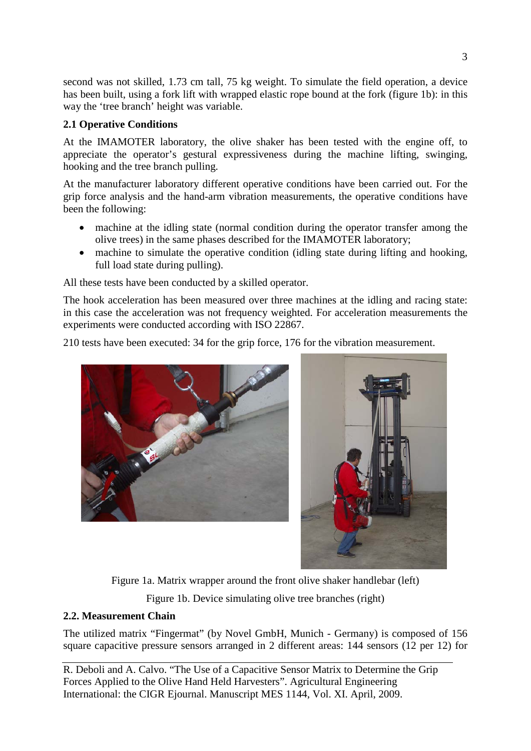second was not skilled, 1.73 cm tall, 75 kg weight. To simulate the field operation, a device has been built, using a fork lift with wrapped elastic rope bound at the fork (figure 1b): in this way the 'tree branch' height was variable.

### 2.1 Operative Conditions

At the IMAMOTER laboratory, the olive shaker has been tested with the engine off, to appreciate the operator's gestural expressiveness during the machine lifting, swinging, hooking and the tree branch pulling.

At the manufacturer laboratory different operative conditions have been carried out. For the grip force analysis and the hand-arm vibration measurements, the operative conditions have been the following:

- machine at the idling state (normal condition during the operator transfer among the olive trees) in the same phases described for the IMAMOTER laboratory;
- machine to simulate the operative condition (idling state during lifting and hooking, full load state during pulling).

All these tests have been conducted by a skilled operator.

The hook acceleration has been measured over three machines at the idling and racing state: in this case the acceleration was not frequency weighted. For acceleration measurements the experiments were conducted according with ISO 22867.

210 tests have been executed: 34 for the grip force, 176 for the vibration measurement.

Figure 1a. Matrix wrapper around the front olive shaker handlebar (left)

Figure 1b. Device simulating olive tree branches (right)

### 2.2. Measurement Chain

The utilized matrix "Fingermat" (by Novel GmbH, Munich - Germany) is composed of 156 square capacitive pressure sensors arranged in 2 different areas: 144 sensors (12 per 12) for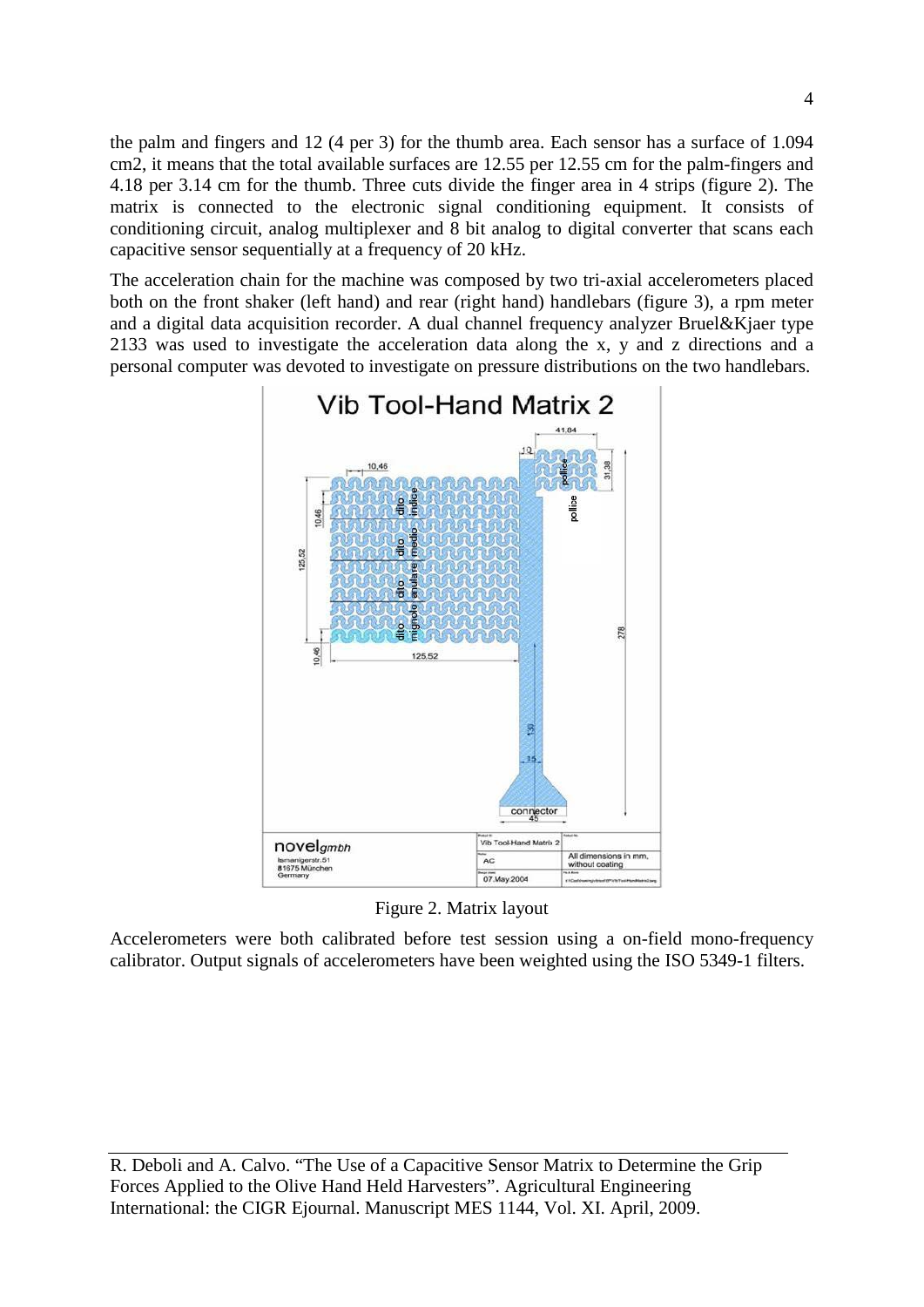the palm and fingers and 12 (4 per 3) for the thumb area. Each sensor has a surface of 1.094 cm2, it means that the total available surfaces are 12.55 per 12.55 cm for the palm-fingers and 4.18 per 3.14 cm for the thumb. Three cuts divide the finger area in 4 strips (figure 2). The matrix is connected to the electronic signal conditioning equipment. It consists of conditioning circuit, analog multiplexer and 8 bit analog to digital converter that scans each capacitive sensor sequentially at a frequency of 20 kHz.

The acceleration chain for the machine was composed by two tri-axial accelerometers placed both on the front shaker (left hand) and rear (right hand) handlebars (figure 3), a rpm meter and a digital data acquisition recorder. A dual channel frequency analyzer Bruel&Kjaer type 2133 was used to investigate the acceleration data along the x, y and z directions and a personal computer was devoted to investigate on pressure distributions on the two handlebars.

Figure 2. Matrix layout

Accelerometers were both calibrated before test session using a on-field mono-frequency calibrator. Output signals of accelerometers have been weighted using the ISO 5349-1 filters.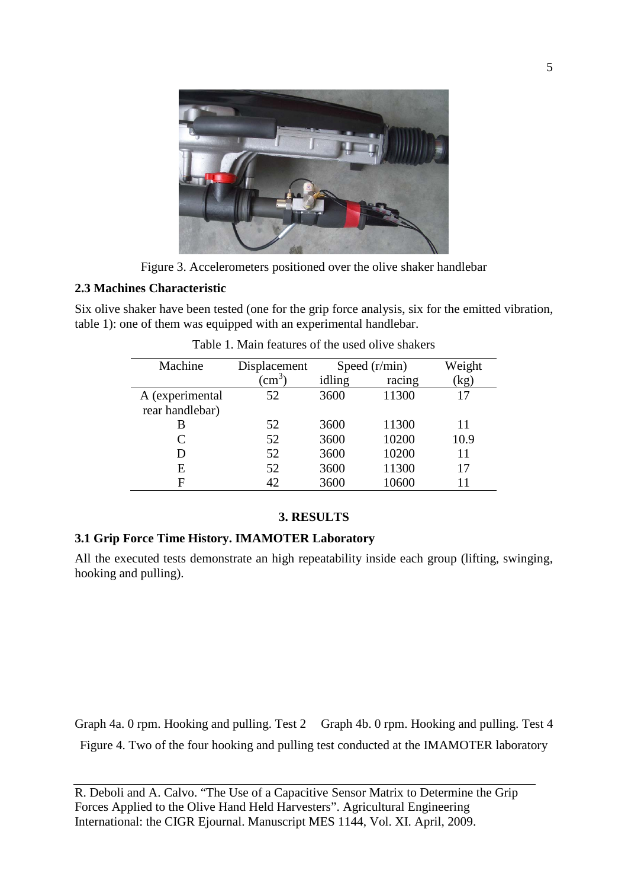Figure 3. Accelerometers positioned over the olive shaker handlebar

### 2.3 Machines Characteristic

Six olive shaker have been tested (one for the grip force analysis, six for the emitted vibration, table 1): one of them was equipped with an experimental handlebar.

Table 1. Main features of the used olive shakers

| Machine | Displacement ($cm^3$) | Speed (r/min) idling | Speed (r/min) racing | Weight (kg) |
|---|---|---|---|---|
| A (experimental rear handlebar) | 52 | 3600 | 11300 | 17 |
| B | 52 | 3600 | 11300 | 11 |
| C | 52 | 3600 | 10200 | 10.9 |
| D | 52 | 3600 | 10200 | 11 |
| E | 52 | 3600 | 11300 | 17 |
| F | 42 | 3600 | 10600 | 11 |

## 3. RESULTS

### 3.1 Grip Force Time History. IMAMOTER Laboratory

All the executed tests demonstrate an high repeatability inside each group (lifting, swinging, hooking and pulling).

Graph 4a. 0 rpm. Hooking and pulling. Test 2     Graph 4b. 0 rpm. Hooking and pulling. Test 4

Figure 4. Two of the four hooking and pulling test conducted at the IMAMOTER laboratory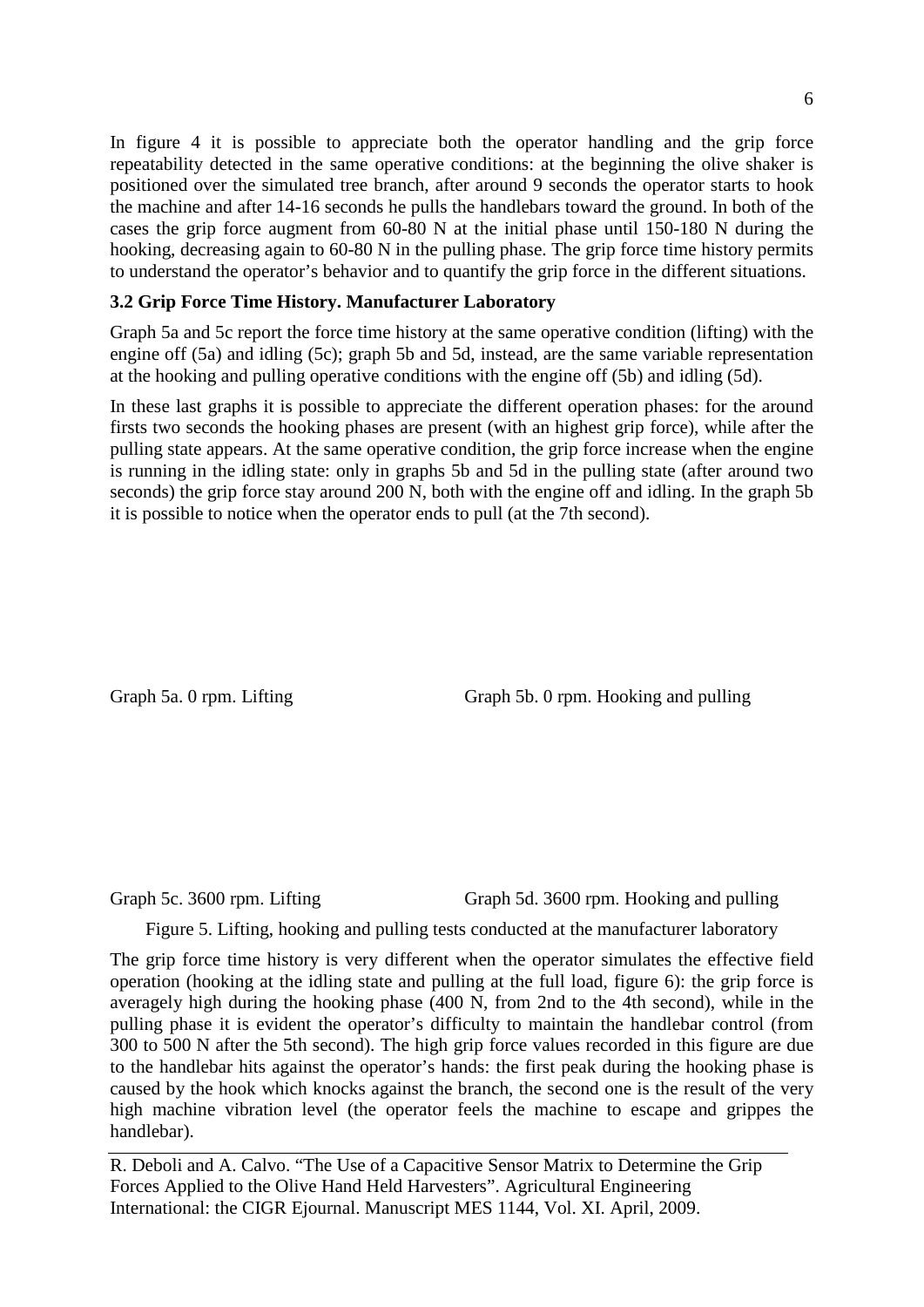In figure 4 it is possible to appreciate both the operator handling and the grip force repeatability detected in the same operative conditions: at the beginning the olive shaker is positioned over the simulated tree branch, after around 9 seconds the operator starts to hook the machine and after 14-16 seconds he pulls the handlebars toward the ground. In both of the cases the grip force augment from 60-80 N at the initial phase until 150-180 N during the hooking, decreasing again to 60-80 N in the pulling phase. The grip force time history permits to understand the operator's behavior and to quantify the grip force in the different situations.

### 3.2 Grip Force Time History. Manufacturer Laboratory

Graph 5a and 5c report the force time history at the same operative condition (lifting) with the engine off (5a) and idling (5c); graph 5b and 5d, instead, are the same variable representation at the hooking and pulling operative conditions with the engine off (5b) and idling (5d).

In these last graphs it is possible to appreciate the different operation phases: for the around firsts two seconds the hooking phases are present (with an highest grip force), while after the pulling state appears. At the same operative condition, the grip force increase when the engine is running in the idling state: only in graphs 5b and 5d in the pulling state (after around two seconds) the grip force stay around 200 N, both with the engine off and idling. In the graph 5b it is possible to notice when the operator ends to pull (at the 7th second).

Graph 5a. 0 rpm. Lifting

Graph 5b. 0 rpm. Hooking and pulling

Graph 5c. 3600 rpm. Lifting

Graph 5d. 3600 rpm. Hooking and pulling

Figure 5. Lifting, hooking and pulling tests conducted at the manufacturer laboratory

The grip force time history is very different when the operator simulates the effective field operation (hooking at the idling state and pulling at the full load, figure 6): the grip force is averagely high during the hooking phase (400 N, from 2nd to the 4th second), while in the pulling phase it is evident the operator's difficulty to maintain the handlebar control (from 300 to 500 N after the 5th second). The high grip force values recorded in this figure are due to the handlebar hits against the operator's hands: the first peak during the hooking phase is caused by the hook which knocks against the branch, the second one is the result of the very high machine vibration level (the operator feels the machine to escape and grippes the handlebar).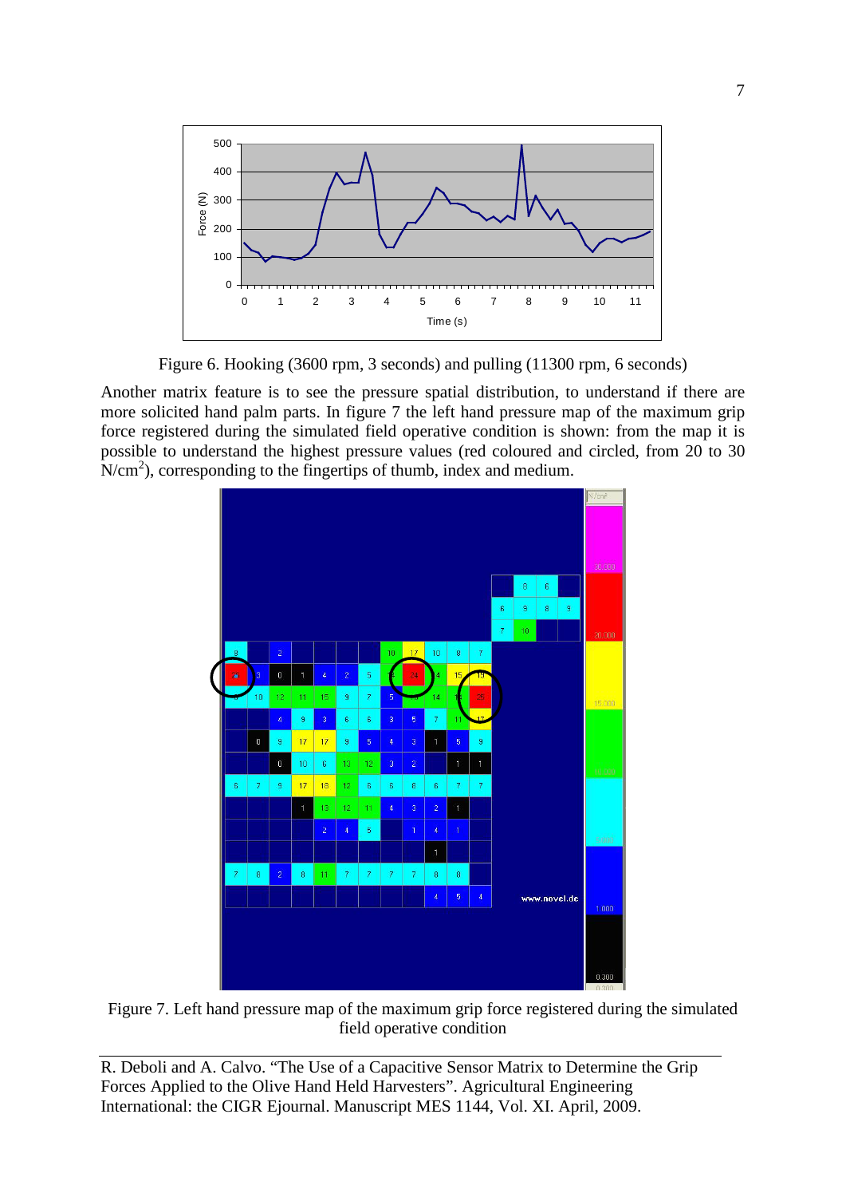Figure 6. Hooking (3600 rpm, 3 seconds) and pulling (11300 rpm, 6 seconds)

Another matrix feature is to see the pressure spatial distribution, to understand if there are more solicited hand palm parts. In figure 7 the left hand pressure map of the maximum grip force registered during the simulated field operative condition is shown: from the map it is possible to understand the highest pressure values (red coloured and circled, from 20 to 30 $N/cm^2$), corresponding to the fingertips of thumb, index and medium.

Figure 7. Left hand pressure map of the maximum grip force registered during the simulated field operative condition

R. Deboli and A. Calvo. "The Use of a Capacitive Sensor Matrix to Determine the Grip Forces Applied to the Olive Hand Held Harvesters". Agricultural Engineering International: the CIGR Ejournal. Manuscript MES 1144, Vol. XI. April, 2009.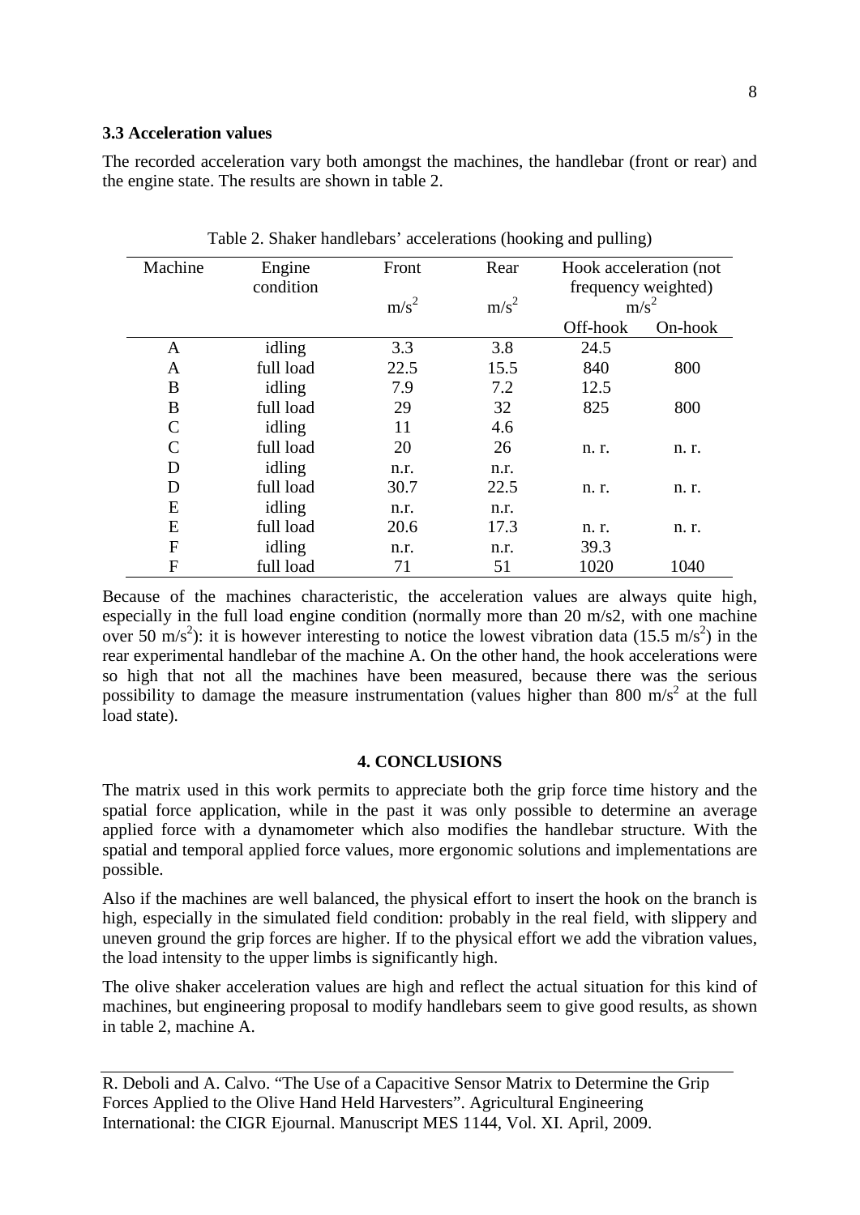### 3.3 Acceleration values

The recorded acceleration vary both amongst the machines, the handlebar (front or rear) and the engine state. The results are shown in table 2.

Table 2. Shaker handlebars' accelerations (hooking and pulling)

| Machine | Engine condition | Front | Rear | Hook acceleration (not frequency weighted) | |
|---|---|---|---|---|---|
| | | $m/s^2$ | $m/s^2$ | $m/s^2$ | |
| | | | | Off-hook | On-hook |
| A | idling | 3.3 | 3.8 | 24.5 | |
| A | full load | 22.5 | 15.5 | 840 | 800 |
| B | idling | 7.9 | 7.2 | 12.5 | |
| B | full load | 29 | 32 | 825 | 800 |
| C | idling | 11 | 4.6 | | |
| C | full load | 20 | 26 | n. r. | n. r. |
| D | idling | n.r. | n.r. | | |
| D | full load | 30.7 | 22.5 | n. r. | n. r. |
| E | idling | n.r. | n.r. | | |
| E | full load | 20.6 | 17.3 | n. r. | n. r. |
| F | idling | n.r. | n.r. | 39.3 | |
| F | full load | 71 | 51 | 1020 | 1040 |

Because of the machines characteristic, the acceleration values are always quite high, especially in the full load engine condition (normally more than 20 m/s2, with one machine over 50 $m/s^2$): it is however interesting to notice the lowest vibration data (15.5 $m/s^2$) in the rear experimental handlebar of the machine A. On the other hand, the hook accelerations were so high that not all the machines have been measured, because there was the serious possibility to damage the measure instrumentation (values higher than 800 $m/s^2$ at the full load state).

## 4. CONCLUSIONS

The matrix used in this work permits to appreciate both the grip force time history and the spatial force application, while in the past it was only possible to determine an average applied force with a dynamometer which also modifies the handlebar structure. With the spatial and temporal applied force values, more ergonomic solutions and implementations are possible.

Also if the machines are well balanced, the physical effort to insert the hook on the branch is high, especially in the simulated field condition: probably in the real field, with slippery and uneven ground the grip forces are higher. If to the physical effort we add the vibration values, the load intensity to the upper limbs is significantly high.

The olive shaker acceleration values are high and reflect the actual situation for this kind of machines, but engineering proposal to modify handlebars seem to give good results, as shown in table 2, machine A.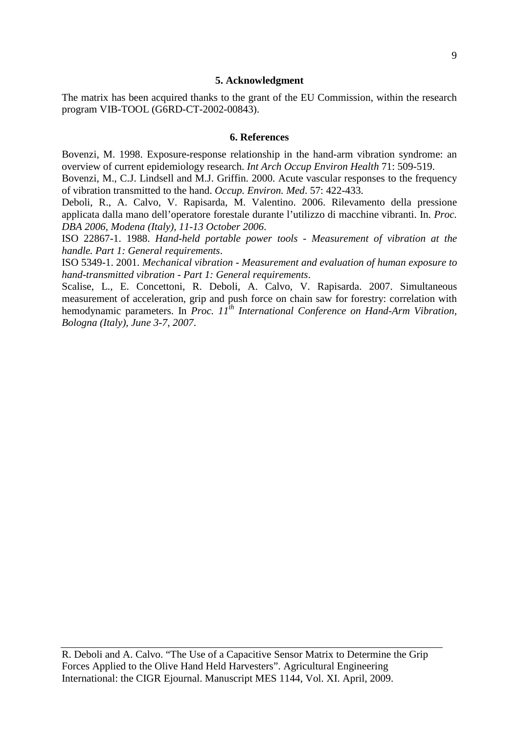## 5. Acknowledgment

The matrix has been acquired thanks to the grant of the EU Commission, within the research program VIB-TOOL (G6RD-CT-2002-00843).

## 6. References

Bovenzi, M. 1998. Exposure-response relationship in the hand-arm vibration syndrome: an overview of current epidemiology research. *Int Arch Occup Environ Health* 71: 509-519.

Bovenzi, M., C.J. Lindsell and M.J. Griffin. 2000. Acute vascular responses to the frequency of vibration transmitted to the hand. *Occup. Environ. Med*. 57: 422-433.

Deboli, R., A. Calvo, V. Rapisarda, M. Valentino. 2006. Rilevamento della pressione applicata dalla mano dell'operatore forestale durante l'utilizzo di macchine vibranti. In. *Proc. DBA 2006, Modena (Italy), 11-13 October 2006*.

ISO 22867-1. 1988. *Hand-held portable power tools - Measurement of vibration at the handle. Part 1: General requirements*.

ISO 5349-1. 2001. *Mechanical vibration - Measurement and evaluation of human exposure to hand-transmitted vibration - Part 1: General requirements*.

Scalise, L., E. Concettoni, R. Deboli, A. Calvo, V. Rapisarda. 2007. Simultaneous measurement of acceleration, grip and push force on chain saw for forestry: correlation with hemodynamic parameters. In *Proc. 11th International Conference on Hand-Arm Vibration, Bologna (Italy), June 3-7, 2007*.